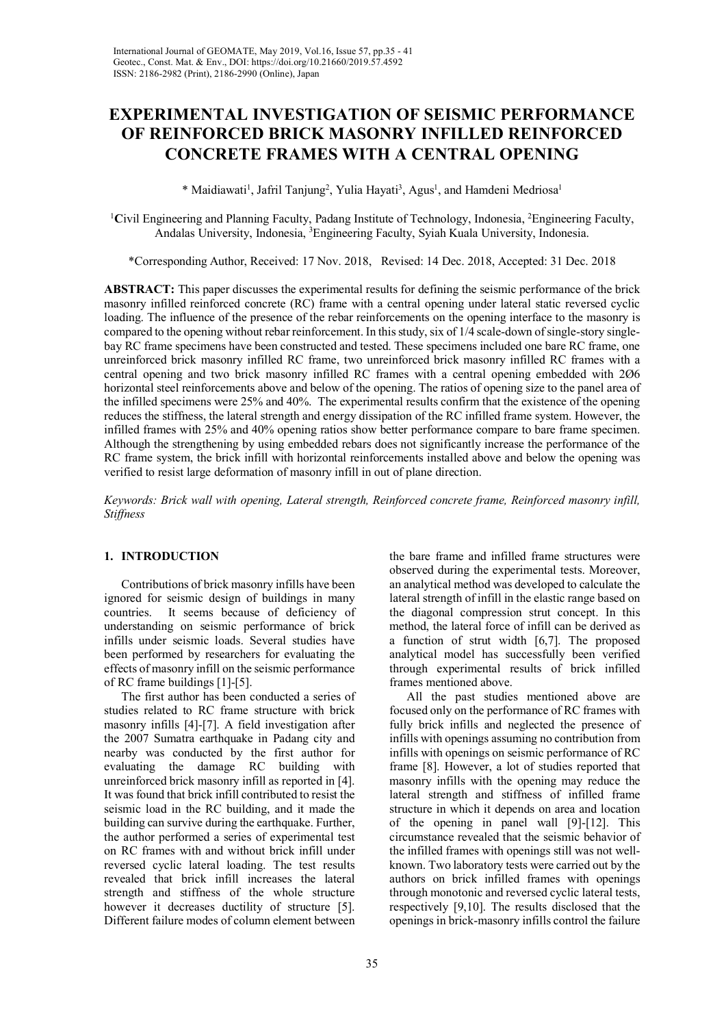# EXPERIMENTAL INVESTIGATION OF SEISMIC PERFORMANCE OF REINFORCED BRICK MASONRY INFILLED REINFORCED CONCRETE FRAMES WITH A CENTRAL OPENING

\* Maidiawati[1], Jafril Tanjung[2], Yulia Hayati[3], Agus[1], and Hamdeni Medriosa[1]

[1]Civil Engineering and Planning Faculty, Padang Institute of Technology, Indonesia, [2]Engineering Faculty, Andalas University, Indonesia, [3]Engineering Faculty, Syiah Kuala University, Indonesia.

\*Corresponding Author, Received: 17 Nov. 2018, Revised: 14 Dec. 2018, Accepted: 31 Dec. 2018

**ABSTRACT:** This paper discusses the experimental results for defining the seismic performance of the brick masonry infilled reinforced concrete (RC) frame with a central opening under lateral static reversed cyclic loading. The influence of the presence of the rebar reinforcements on the opening interface to the masonry is compared to the opening without rebar reinforcement. In this study, six of 1/4 scale-down of single-story single-bay RC frame specimens have been constructed and tested. These specimens included one bare RC frame, one unreinforced brick masonry infilled RC frame, two unreinforced brick masonry infilled RC frames with a central opening and two brick masonry infilled RC frames with a central opening embedded with 2Ø6 horizontal steel reinforcements above and below of the opening. The ratios of opening size to the panel area of the infilled specimens were 25% and 40%. The experimental results confirm that the existence of the opening reduces the stiffness, the lateral strength and energy dissipation of the RC infilled frame system. However, the infilled frames with 25% and 40% opening ratios show better performance compare to bare frame specimen. Although the strengthening by using embedded rebars does not significantly increase the performance of the RC frame system, the brick infill with horizontal reinforcements installed above and below the opening was verified to resist large deformation of masonry infill in out of plane direction.

*Keywords: Brick wall with opening, Lateral strength, Reinforced concrete frame, Reinforced masonry infill, Stiffness*

## 1. INTRODUCTION

Contributions of brick masonry infills have been ignored for seismic design of buildings in many countries. It seems because of deficiency of understanding on seismic performance of brick infills under seismic loads. Several studies have been performed by researchers for evaluating the effects of masonry infill on the seismic performance of RC frame buildings [1]-[5].

The first author has been conducted a series of studies related to RC frame structure with brick masonry infills [4]-[7]. A field investigation after the 2007 Sumatra earthquake in Padang city and nearby was conducted by the first author for evaluating the damage RC building with unreinforced brick masonry infill as reported in [4]. It was found that brick infill contributed to resist the seismic load in the RC building, and it made the building can survive during the earthquake. Further, the author performed a series of experimental test on RC frames with and without brick infill under reversed cyclic lateral loading. The test results revealed that brick infill increases the lateral strength and stiffness of the whole structure however it decreases ductility of structure [5]. Different failure modes of column element between the bare frame and infilled frame structures were observed during the experimental tests. Moreover, an analytical method was developed to calculate the lateral strength of infill in the elastic range based on the diagonal compression strut concept. In this method, the lateral force of infill can be derived as a function of strut width [6,7]. The proposed analytical model has successfully been verified through experimental results of brick infilled frames mentioned above.

All the past studies mentioned above are focused only on the performance of RC frames with fully brick infills and neglected the presence of infills with openings assuming no contribution from infills with openings on seismic performance of RC frame [8]. However, a lot of studies reported that masonry infills with the opening may reduce the lateral strength and stiffness of infilled frame structure in which it depends on area and location of the opening in panel wall [9]-[12]. This circumstance revealed that the seismic behavior of the infilled frames with openings still was not well-known. Two laboratory tests were carried out by the authors on brick infilled frames with openings through monotonic and reversed cyclic lateral tests, respectively [9,10]. The results disclosed that the openings in brick-masonry infills control the failure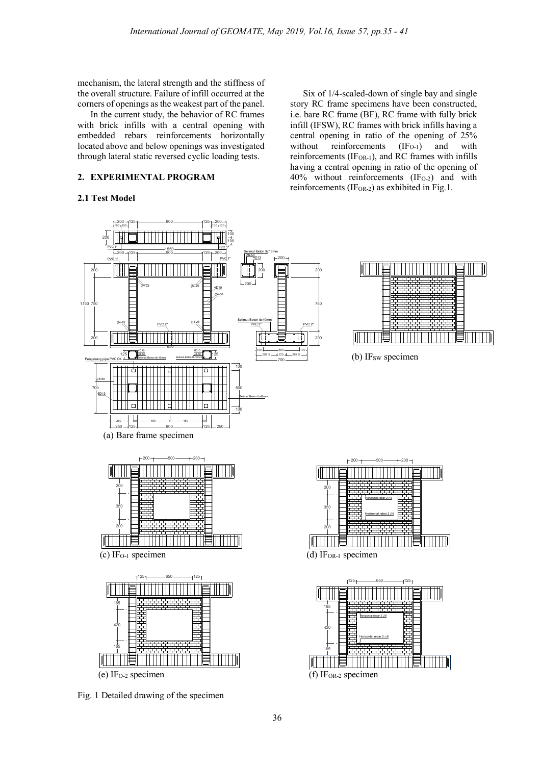mechanism, the lateral strength and the stiffness of the overall structure. Failure of infill occurred at the corners of openings as the weakest part of the panel.

In the current study, the behavior of RC frames with brick infills with a central opening with embedded rebars reinforcements horizontally located above and below openings was investigated through lateral static reversed cyclic loading tests.

## 2. EXPERIMENTAL PROGRAM

### 2.1 Test Model

Six of 1/4-scaled-down of single bay and single story RC frame specimens have been constructed, i.e. bare RC frame (BF), RC frame with fully brick infill (IFSW), RC frames with brick infills having a central opening in ratio of the opening of 25% without reinforcements ($IF_{O-1}$) and with reinforcements ($IF_{OR-1}$), and RC frames with infills having a central opening in ratio of the opening of 40% without reinforcements ($IF_{O-2}$) and with reinforcements ($IF_{OR-2}$) as exhibited in Fig.1.

(a) Bare frame specimen

(b) $IF_{SW}$ specimen

(c) $IF_{O-1}$ specimen

(d) $IF_{OR-1}$ specimen

(e) $IF_{O-2}$ specimen

(f) $IF_{OR-2}$ specimen

Fig. 1 Detailed drawing of the specimen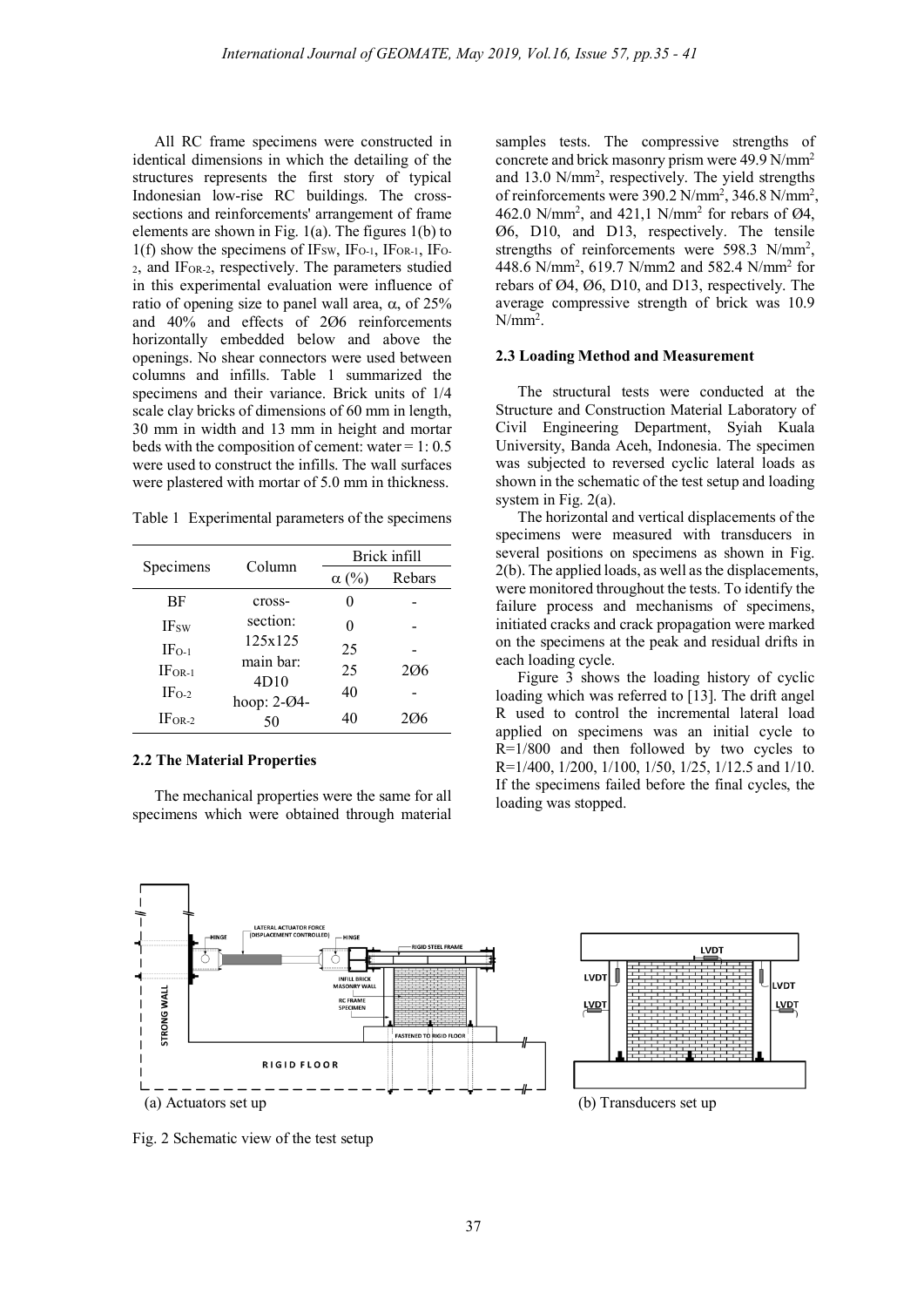All RC frame specimens were constructed in identical dimensions in which the detailing of the structures represents the first story of typical Indonesian low-rise RC buildings. The cross-sections and reinforcements' arrangement of frame elements are shown in Fig. 1(a). The figures 1(b) to 1(f) show the specimens of $IF_{SW}$, $IF_{O-1}$, $IF_{OR-1}$, $IF_{O-2}$, and $IF_{OR-2}$, respectively. The parameters studied in this experimental evaluation were influence of ratio of opening size to panel wall area, $\alpha$, of 25% and 40% and effects of 2Ø6 reinforcements horizontally embedded below and above the openings. No shear connectors were used between columns and infills. Table 1 summarized the specimens and their variance. Brick units of 1/4 scale clay bricks of dimensions of 60 mm in length, 30 mm in width and 13 mm in height and mortar beds with the composition of cement: water = 1: 0.5 were used to construct the infills. The wall surfaces were plastered with mortar of 5.0 mm in thickness.

Table 1 Experimental parameters of the specimens

| Specimens | Column | Brick infill | |
|---|---|---|---|
| | | $\alpha$ (%) | Rebars |
| BF | cross-section: 125x125 main bar: 4D10 hoop: 2-Ø4-50 | 0 | - |
| $IF_{SW}$ | | 0 | - |
| $IF_{O-1}$ | | 25 | - |
| $IF_{OR-1}$ | | 25 | 2Ø6 |
| $IF_{O-2}$ | | 40 | - |
| $IF_{OR-2}$ | | 40 | 2Ø6 |

## 2.2 The Material Properties

The mechanical properties were the same for all specimens which were obtained through material samples tests. The compressive strengths of concrete and brick masonry prism were 49.9 N/mm$^2$ and 13.0 N/mm$^2$, respectively. The yield strengths of reinforcements were 390.2 N/mm$^2$, 346.8 N/mm$^2$, 462.0 N/mm$^2$, and 421,1 N/mm$^2$ for rebars of Ø4, Ø6, D10, and D13, respectively. The tensile strengths of reinforcements were 598.3 N/mm$^2$, 448.6 N/mm$^2$, 619.7 N/mm2 and 582.4 N/mm$^2$ for rebars of Ø4, Ø6, D10, and D13, respectively. The average compressive strength of brick was 10.9 N/mm$^2$.

## 2.3 Loading Method and Measurement

The structural tests were conducted at the Structure and Construction Material Laboratory of Civil Engineering Department, Syiah Kuala University, Banda Aceh, Indonesia. The specimen was subjected to reversed cyclic lateral loads as shown in the schematic of the test setup and loading system in Fig. 2(a).

The horizontal and vertical displacements of the specimens were measured with transducers in several positions on specimens as shown in Fig. 2(b). The applied loads, as well as the displacements, were monitored throughout the tests. To identify the failure process and mechanisms of specimens, initiated cracks and crack propagation were marked on the specimens at the peak and residual drifts in each loading cycle.

Figure 3 shows the loading history of cyclic loading which was referred to [13]. The drift angel R used to control the incremental lateral load applied on specimens was an initial cycle to R=1/800 and then followed by two cycles to R=1/400, 1/200, 1/100, 1/50, 1/25, 1/12.5 and 1/10. If the specimens failed before the final cycles, the loading was stopped.

(a) Actuators set up

(b) Transducers set up

Fig. 2 Schematic view of the test setup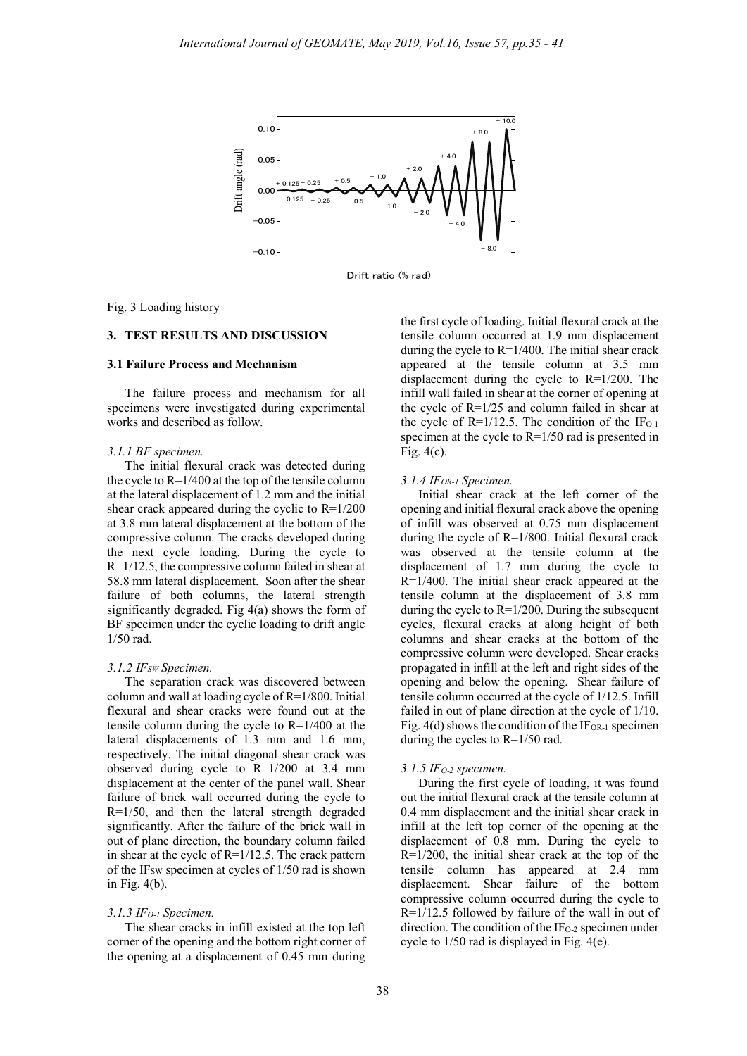Fig. 3 Loading history

## 3. TEST RESULTS AND DISCUSSION

### 3.1 Failure Process and Mechanism

The failure process and mechanism for all specimens were investigated during experimental works and described as follow.

#### *3.1.1 BF specimen.*

The initial flexural crack was detected during the cycle to R=1/400 at the top of the tensile column at the lateral displacement of 1.2 mm and the initial shear crack appeared during the cyclic to R=1/200 at 3.8 mm lateral displacement at the bottom of the compressive column. The cracks developed during the next cycle loading. During the cycle to R=1/12.5, the compressive column failed in shear at 58.8 mm lateral displacement. Soon after the shear failure of both columns, the lateral strength significantly degraded. Fig 4(a) shows the form of BF specimen under the cyclic loading to drift angle 1/50 rad.

#### *3.1.2 $IF_{SW}$ Specimen.*

The separation crack was discovered between column and wall at loading cycle of R=1/800. Initial flexural and shear cracks were found out at the tensile column during the cycle to R=1/400 at the lateral displacements of 1.3 mm and 1.6 mm, respectively. The initial diagonal shear crack was observed during cycle to R=1/200 at 3.4 mm displacement at the center of the panel wall. Shear failure of brick wall occurred during the cycle to R=1/50, and then the lateral strength degraded significantly. After the failure of the brick wall in out of plane direction, the boundary column failed in shear at the cycle of R=1/12.5. The crack pattern of the $IF_{SW}$ specimen at cycles of 1/50 rad is shown in Fig. 4(b).

#### *3.1.3 $IF_{O-1}$ Specimen.*

The shear cracks in infill existed at the top left corner of the opening and the bottom right corner of the opening at a displacement of 0.45 mm during the first cycle of loading. Initial flexural crack at the tensile column occurred at 1.9 mm displacement during the cycle to R=1/400. The initial shear crack appeared at the tensile column at 3.5 mm displacement during the cycle to R=1/200. The infill wall failed in shear at the corner of opening at the cycle of R=1/25 and column failed in shear at the cycle of R=1/12.5. The condition of the $IF_{O-1}$ specimen at the cycle to R=1/50 rad is presented in Fig. 4(c).

#### *3.1.4 $IF_{OR-1}$ Specimen.*

Initial shear crack at the left corner of the opening and initial flexural crack above the opening of infill was observed at 0.75 mm displacement during the cycle of R=1/800. Initial flexural crack was observed at the tensile column at the displacement of 1.7 mm during the cycle to R=1/400. The initial shear crack appeared at the tensile column at the displacement of 3.8 mm during the cycle to R=1/200. During the subsequent cycles, flexural cracks at along height of both columns and shear cracks at the bottom of the compressive column were developed. Shear cracks propagated in infill at the left and right sides of the opening and below the opening. Shear failure of tensile column occurred at the cycle of 1/12.5. Infill failed in out of plane direction at the cycle of 1/10. Fig. 4(d) shows the condition of the $IF_{OR-1}$ specimen during the cycles to R=1/50 rad.

#### *3.1.5 $IF_{O-2}$ specimen.*

During the first cycle of loading, it was found out the initial flexural crack at the tensile column at 0.4 mm displacement and the initial shear crack in infill at the left top corner of the opening at the displacement of 0.8 mm. During the cycle to R=1/200, the initial shear crack at the top of the tensile column has appeared at 2.4 mm displacement. Shear failure of the bottom compressive column occurred during the cycle to R=1/12.5 followed by failure of the wall in out of direction. The condition of the $IF_{O-2}$ specimen under cycle to 1/50 rad is displayed in Fig. 4(e).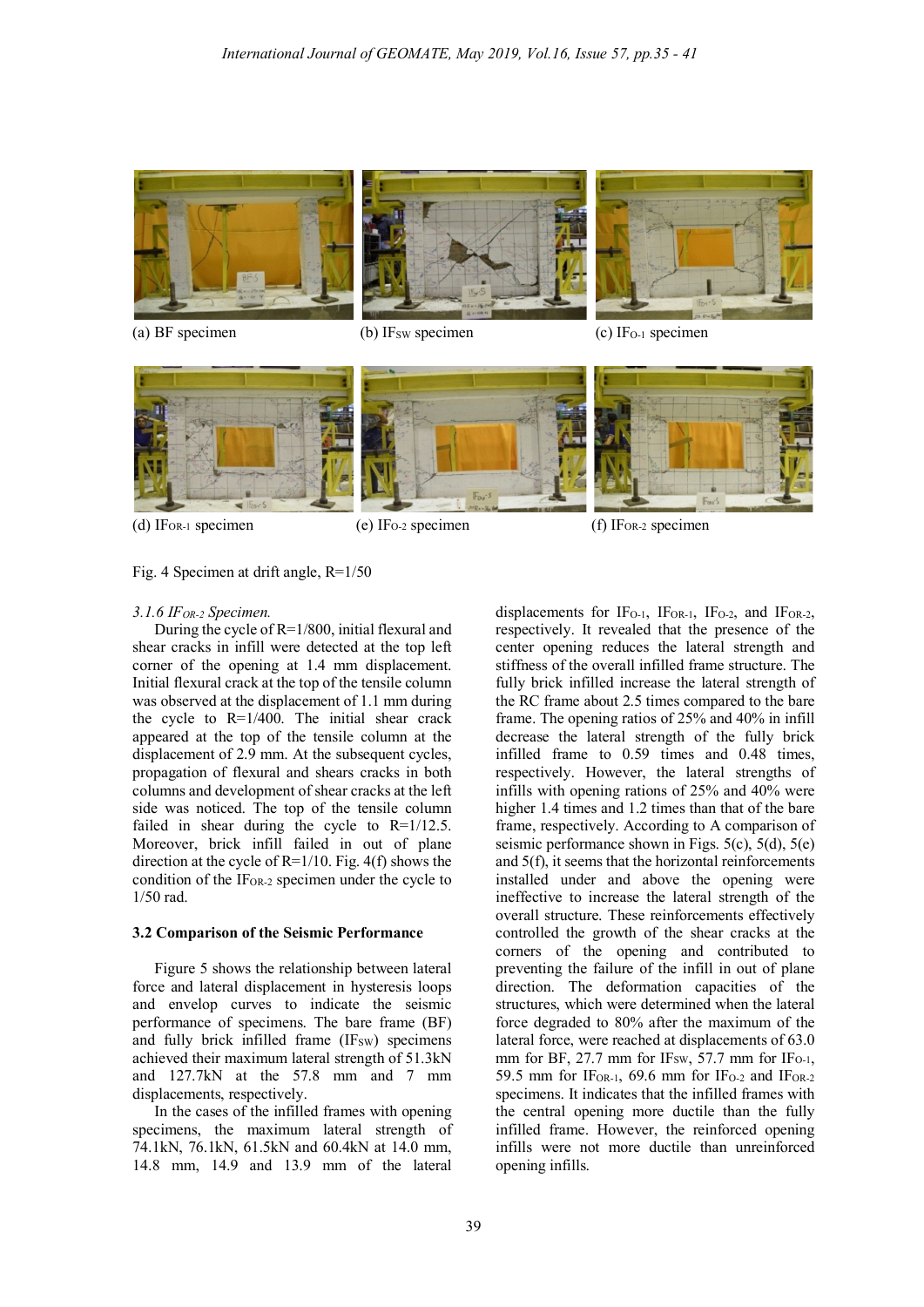(a) BF specimen

(b) $IF_{SW}$ specimen

(c) $IF_{O-1}$ specimen

(d) $IF_{OR-1}$ specimen

(e) $IF_{O-2}$ specimen

(f) $IF_{OR-2}$ specimen

Fig. 4 Specimen at drift angle, R=1/50

*3.1.6 $IF_{OR-2}$ Specimen.*

During the cycle of R=1/800, initial flexural and shear cracks in infill were detected at the top left corner of the opening at 1.4 mm displacement. Initial flexural crack at the top of the tensile column was observed at the displacement of 1.1 mm during the cycle to R=1/400. The initial shear crack appeared at the top of the tensile column at the displacement of 2.9 mm. At the subsequent cycles, propagation of flexural and shears cracks in both columns and development of shear cracks at the left side was noticed. The top of the tensile column failed in shear during the cycle to R=1/12.5. Moreover, brick infill failed in out of plane direction at the cycle of R=1/10. Fig. 4(f) shows the condition of the $IF_{OR-2}$ specimen under the cycle to 1/50 rad.

### 3.2 Comparison of the Seismic Performance

Figure 5 shows the relationship between lateral force and lateral displacement in hysteresis loops and envelop curves to indicate the seismic performance of specimens. The bare frame (BF) and fully brick infilled frame ($IF_{SW}$) specimens achieved their maximum lateral strength of 51.3kN and 127.7kN at the 57.8 mm and 7 mm displacements, respectively.

In the cases of the infilled frames with opening specimens, the maximum lateral strength of 74.1kN, 76.1kN, 61.5kN and 60.4kN at 14.0 mm, 14.8 mm, 14.9 and 13.9 mm of the lateral displacements for $IF_{O-1}$, $IF_{OR-1}$, $IF_{O-2}$, and $IF_{OR-2}$, respectively. It revealed that the presence of the center opening reduces the lateral strength and stiffness of the overall infilled frame structure. The fully brick infilled increase the lateral strength of the RC frame about 2.5 times compared to the bare frame. The opening ratios of 25% and 40% in infill decrease the lateral strength of the fully brick infilled frame to 0.59 times and 0.48 times, respectively. However, the lateral strengths of infills with opening rations of 25% and 40% were higher 1.4 times and 1.2 times than that of the bare frame, respectively. According to A comparison of seismic performance shown in Figs. 5(c), 5(d), 5(e) and 5(f), it seems that the horizontal reinforcements installed under and above the opening were ineffective to increase the lateral strength of the overall structure. These reinforcements effectively controlled the growth of the shear cracks at the corners of the opening and contributed to preventing the failure of the infill in out of plane direction. The deformation capacities of the structures, which were determined when the lateral force degraded to 80% after the maximum of the lateral force, were reached at displacements of 63.0 mm for BF, 27.7 mm for $IF_{SW}$, 57.7 mm for $IF_{O-1}$, 59.5 mm for $IF_{OR-1}$, 69.6 mm for $IF_{O-2}$ and $IF_{OR-2}$ specimens. It indicates that the infilled frames with the central opening more ductile than the fully infilled frame. However, the reinforced opening infills were not more ductile than unreinforced opening infills.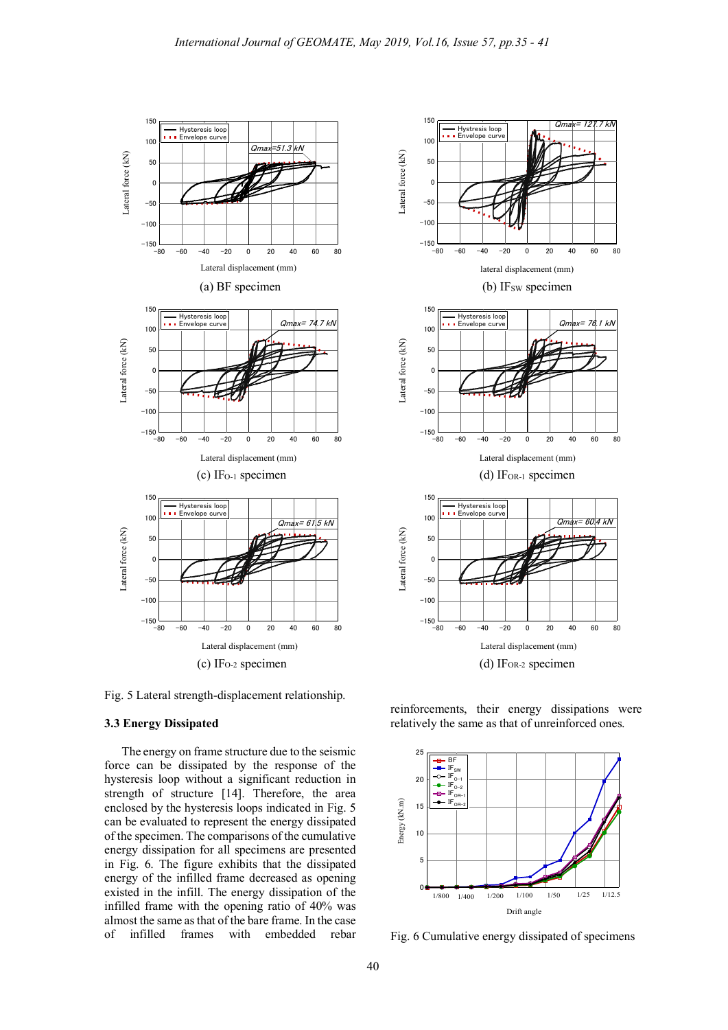(a) BF specimen

(b) $IF_{SW}$ specimen

(c) $IF_{O-1}$ specimen

(d) $IF_{OR-1}$ specimen

(c) $IF_{O-2}$ specimen

(d) $IF_{OR-2}$ specimen

Fig. 5 Lateral strength-displacement relationship.

### 3.3 Energy Dissipated

The energy on frame structure due to the seismic force can be dissipated by the response of the hysteresis loop without a significant reduction in strength of structure [14]. Therefore, the area enclosed by the hysteresis loops indicated in Fig. 5 can be evaluated to represent the energy dissipated of the specimen. The comparisons of the cumulative energy dissipation for all specimens are presented in Fig. 6. The figure exhibits that the dissipated energy of the infilled frame decreased as opening existed in the infill. The energy dissipation of the infilled frame with the opening ratio of 40% was almost the same as that of the bare frame. In the case of infilled frames with embedded rebar reinforcements, their energy dissipations were relatively the same as that of unreinforced ones.

Fig. 6 Cumulative energy dissipated of specimens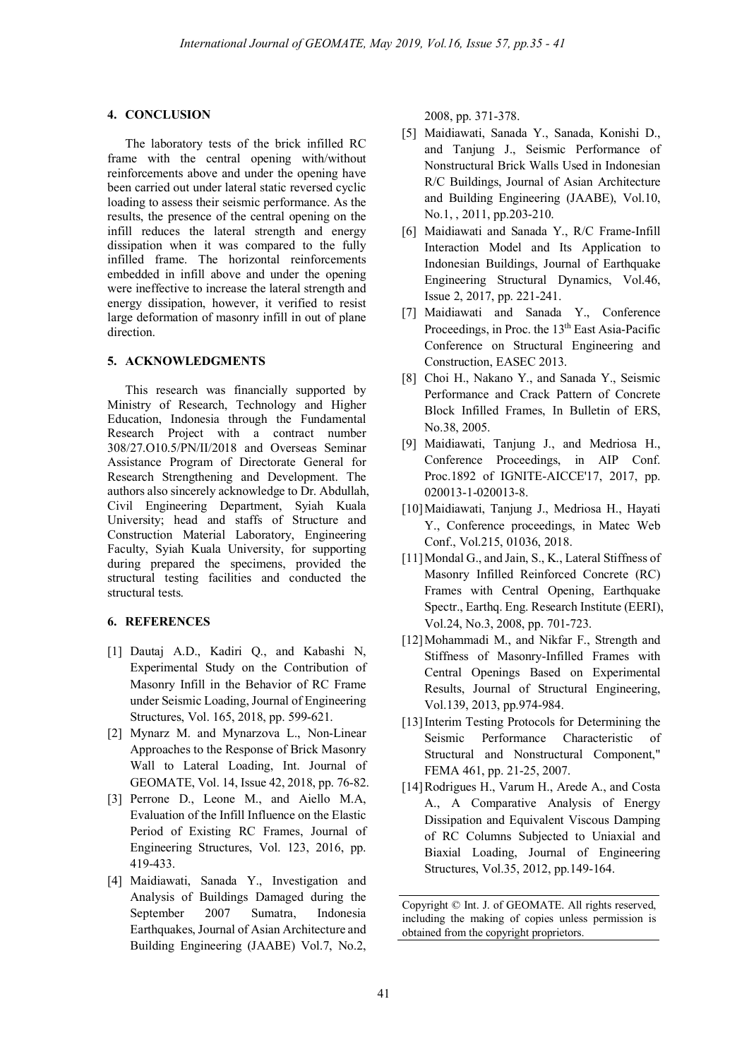## 4. CONCLUSION

The laboratory tests of the brick infilled RC frame with the central opening with/without reinforcements above and under the opening have been carried out under lateral static reversed cyclic loading to assess their seismic performance. As the results, the presence of the central opening on the infill reduces the lateral strength and energy dissipation when it was compared to the fully infilled frame. The horizontal reinforcements embedded in infill above and under the opening were ineffective to increase the lateral strength and energy dissipation, however, it verified to resist large deformation of masonry infill in out of plane direction.

## 5. ACKNOWLEDGMENTS

This research was financially supported by Ministry of Research, Technology and Higher Education, Indonesia through the Fundamental Research Project with a contract number 308/27.O10.5/PN/II/2018 and Overseas Seminar Assistance Program of Directorate General for Research Strengthening and Development. The authors also sincerely acknowledge to Dr. Abdullah, Civil Engineering Department, Syiah Kuala University; head and staffs of Structure and Construction Material Laboratory, Engineering Faculty, Syiah Kuala University, for supporting during prepared the specimens, provided the structural testing facilities and conducted the structural tests.

## 6. REFERENCES

[1] Dautaj A.D., Kadiri Q., and Kabashi N, Experimental Study on the Contribution of Masonry Infill in the Behavior of RC Frame under Seismic Loading, Journal of Engineering Structures, Vol. 165, 2018, pp. 599-621.

[2] Mynarz M. and Mynarzova L., Non-Linear Approaches to the Response of Brick Masonry Wall to Lateral Loading, Int. Journal of GEOMATE, Vol. 14, Issue 42, 2018, pp. 76-82.

[3] Perrone D., Leone M., and Aiello M.A, Evaluation of the Infill Influence on the Elastic Period of Existing RC Frames, Journal of Engineering Structures, Vol. 123, 2016, pp. 419-433.

[4] Maidiawati, Sanada Y., Investigation and Analysis of Buildings Damaged during the September 2007 Sumatra, Indonesia Earthquakes, Journal of Asian Architecture and Building Engineering (JAABE) Vol.7, No.2, 2008, pp. 371-378.

[5] Maidiawati, Sanada Y., Sanada, Konishi D., and Tanjung J., Seismic Performance of Nonstructural Brick Walls Used in Indonesian R/C Buildings, Journal of Asian Architecture and Building Engineering (JAABE), Vol.10, No.1, , 2011, pp.203-210.

[6] Maidiawati and Sanada Y., R/C Frame-Infill Interaction Model and Its Application to Indonesian Buildings, Journal of Earthquake Engineering Structural Dynamics, Vol.46, Issue 2, 2017, pp. 221-241.

[7] Maidiawati and Sanada Y., Conference Proceedings, in Proc. the 13th East Asia-Pacific Conference on Structural Engineering and Construction, EASEC 2013.

[8] Choi H., Nakano Y., and Sanada Y., Seismic Performance and Crack Pattern of Concrete Block Infilled Frames, In Bulletin of ERS, No.38, 2005.

[9] Maidiawati, Tanjung J., and Medriosa H., Conference Proceedings, in AIP Conf. Proc.1892 of IGNITE-AICCE'17, 2017, pp. 020013-1-020013-8.

[10] Maidiawati, Tanjung J., Medriosa H., Hayati Y., Conference proceedings, in Matec Web Conf., Vol.215, 01036, 2018.

[11] Mondal G., and Jain, S., K., Lateral Stiffness of Masonry Infilled Reinforced Concrete (RC) Frames with Central Opening, Earthquake Spectr., Earthq. Eng. Research Institute (EERI), Vol.24, No.3, 2008, pp. 701-723.

[12] Mohammadi M., and Nikfar F., Strength and Stiffness of Masonry-Infilled Frames with Central Openings Based on Experimental Results, Journal of Structural Engineering, Vol.139, 2013, pp.974-984.

[13] Interim Testing Protocols for Determining the Seismic Performance Characteristic of Structural and Nonstructural Component," FEMA 461, pp. 21-25, 2007.

[14] Rodrigues H., Varum H., Arede A., and Costa A., A Comparative Analysis of Energy Dissipation and Equivalent Viscous Damping of RC Columns Subjected to Uniaxial and Biaxial Loading, Journal of Engineering Structures, Vol.35, 2012, pp.149-164.

Copyright © Int. J. of GEOMATE. All rights reserved, including the making of copies unless permission is obtained from the copyright proprietors.